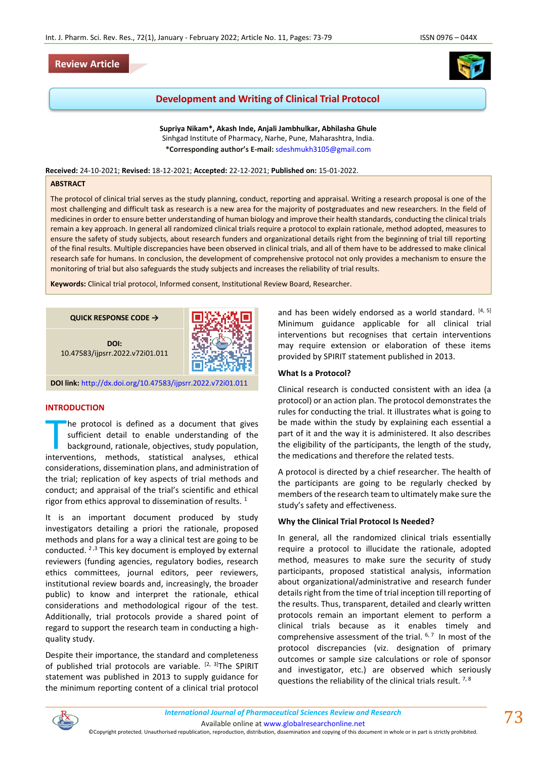Review Article

# Development and Writing of Clinical Trial Protocol

**Supriya Nikam*, Akash Inde, Anjali Jambhulkar, Abhilasha Ghule**
Sinhgad Institute of Pharmacy, Narhe, Pune, Maharashtra, India.
***Corresponding author's E-mail:** sdeshmukh3105@gmail.com

**Received:** 24-10-2021; **Revised:** 18-12-2021; **Accepted:** 22-12-2021; **Published on:** 15-01-2022.

## ABSTRACT

The protocol of clinical trial serves as the study planning, conduct, reporting and appraisal. Writing a research proposal is one of the most challenging and difficult task as research is a new area for the majority of postgraduates and new researchers. In the field of medicines in order to ensure better understanding of human biology and improve their health standards, conducting the clinical trials remain a key approach. In general all randomized clinical trials require a protocol to explain rationale, method adopted, measures to ensure the safety of study subjects, about research funders and organizational details right from the beginning of trial till reporting of the final results. Multiple discrepancies have been observed in clinical trials, and all of them have to be addressed to make clinical research safe for humans. In conclusion, the development of comprehensive protocol not only provides a mechanism to ensure the monitoring of trial but also safeguards the study subjects and increases the reliability of trial results.

**Keywords:** Clinical trial protocol, Informed consent, Institutional Review Board, Researcher.

**QUICK RESPONSE CODE →**

**DOI:** 10.47583/ijpsrr.2022.v72i01.011

**DOI link:** http://dx.doi.org/10.47583/ijpsrr.2022.v72i01.011

## INTRODUCTION

The protocol is defined as a document that gives sufficient detail to enable understanding of the background, rationale, objectives, study population, interventions, methods, statistical analyses, ethical considerations, dissemination plans, and administration of the trial; replication of key aspects of trial methods and conduct; and appraisal of the trial's scientific and ethical rigor from ethics approval to dissemination of results. [1]

It is an important document produced by study investigators detailing a priori the rationale, proposed methods and plans for a way a clinical test are going to be conducted. [2,3] This key document is employed by external reviewers (funding agencies, regulatory bodies, research ethics committees, journal editors, peer reviewers, institutional review boards and, increasingly, the broader public) to know and interpret the rationale, ethical considerations and methodological rigour of the test. Additionally, trial protocols provide a shared point of regard to support the research team in conducting a high-quality study.

Despite their importance, the standard and completeness of published trial protocols are variable. [2, 3] The SPIRIT statement was published in 2013 to supply guidance for the minimum reporting content of a clinical trial protocol and has been widely endorsed as a world standard. [4, 5] Minimum guidance applicable for all clinical trial interventions but recognises that certain interventions may require extension or elaboration of these items provided by SPIRIT statement published in 2013.

### What Is a Protocol?

Clinical research is conducted consistent with an idea (a protocol) or an action plan. The protocol demonstrates the rules for conducting the trial. It illustrates what is going to be made within the study by explaining each essential a part of it and the way it is administered. It also describes the eligibility of the participants, the length of the study, the medications and therefore the related tests.

A protocol is directed by a chief researcher. The health of the participants are going to be regularly checked by members of the research team to ultimately make sure the study's safety and effectiveness.

### Why the Clinical Trial Protocol Is Needed?

In general, all the randomized clinical trials essentially require a protocol to illucidate the rationale, adopted method, measures to make sure the security of study participants, proposed statistical analysis, information about organizational/administrative and research funder details right from the time of trial inception till reporting of the results. Thus, transparent, detailed and clearly written protocols remain an important element to perform a clinical trials because as it enables timely and comprehensive assessment of the trial. [6, 7] In most of the protocol discrepancies (viz. designation of primary outcomes or sample size calculations or role of sponsor and investigator, etc.) are observed which seriously questions the reliability of the clinical trials result. [7, 8]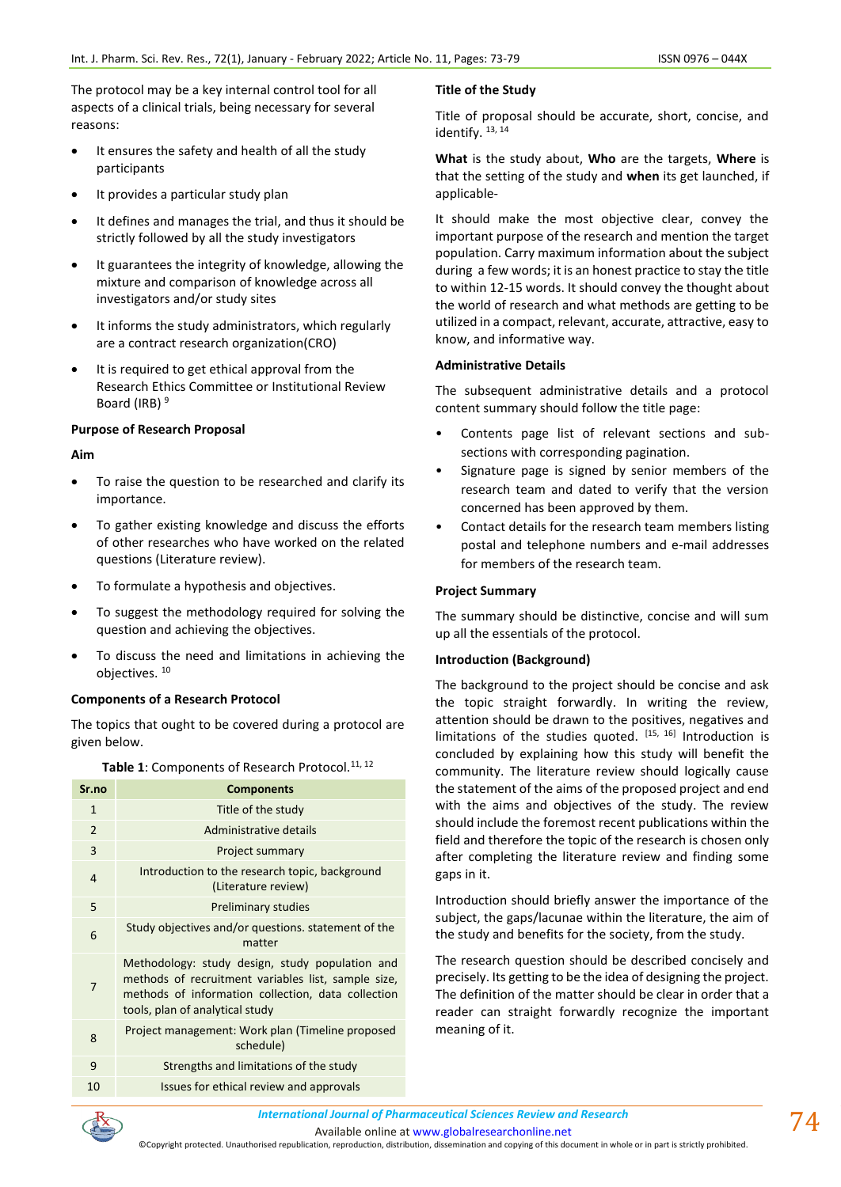The protocol may be a key internal control tool for all aspects of a clinical trials, being necessary for several reasons:

- It ensures the safety and health of all the study participants
- It provides a particular study plan
- It defines and manages the trial, and thus it should be strictly followed by all the study investigators
- It guarantees the integrity of knowledge, allowing the mixture and comparison of knowledge across all investigators and/or study sites
- It informs the study administrators, which regularly are a contract research organization(CRO)
- It is required to get ethical approval from the Research Ethics Committee or Institutional Review Board (IRB) [9]

### Purpose of Research Proposal

#### Aim

- To raise the question to be researched and clarify its importance.
- To gather existing knowledge and discuss the efforts of other researches who have worked on the related questions (Literature review).
- To formulate a hypothesis and objectives.
- To suggest the methodology required for solving the question and achieving the objectives.
- To discuss the need and limitations in achieving the objectives. [10]

### Components of a Research Protocol

The topics that ought to be covered during a protocol are given below.

**Table 1**: Components of Research Protocol.[11, 12]

| Sr.no | Components |
|---|---|
| 1 | Title of the study |
| 2 | Administrative details |
| 3 | Project summary |
| 4 | Introduction to the research topic, background (Literature review) |
| 5 | Preliminary studies |
| 6 | Study objectives and/or questions. statement of the matter |
| 7 | Methodology: study design, study population and methods of recruitment variables list, sample size, methods of information collection, data collection tools, plan of analytical study |
| 8 | Project management: Work plan (Timeline proposed schedule) |
| 9 | Strengths and limitations of the study |
| 10 | Issues for ethical review and approvals |

### Title of the Study

Title of proposal should be accurate, short, concise, and identify. [13, 14]

**What** is the study about, **Who** are the targets, **Where** is that the setting of the study and **when** its get launched, if applicable-

It should make the most objective clear, convey the important purpose of the research and mention the target population. Carry maximum information about the subject during a few words; it is an honest practice to stay the title to within 12-15 words. It should convey the thought about the world of research and what methods are getting to be utilized in a compact, relevant, accurate, attractive, easy to know, and informative way.

### Administrative Details

The subsequent administrative details and a protocol content summary should follow the title page:

- Contents page list of relevant sections and sub-sections with corresponding pagination.
- Signature page is signed by senior members of the research team and dated to verify that the version concerned has been approved by them.
- Contact details for the research team members listing postal and telephone numbers and e-mail addresses for members of the research team.

### Project Summary

The summary should be distinctive, concise and will sum up all the essentials of the protocol.

### Introduction (Background)

The background to the project should be concise and ask the topic straight forwardly. In writing the review, attention should be drawn to the positives, negatives and limitations of the studies quoted. [15, 16] Introduction is concluded by explaining how this study will benefit the community. The literature review should logically cause the statement of the aims of the proposed project and end with the aims and objectives of the study. The review should include the foremost recent publications within the field and therefore the topic of the research is chosen only after completing the literature review and finding some gaps in it.

Introduction should briefly answer the importance of the subject, the gaps/lacunae within the literature, the aim of the study and benefits for the society, from the study.

The research question should be described concisely and precisely. Its getting to be the idea of designing the project. The definition of the matter should be clear in order that a reader can straight forwardly recognize the important meaning of it.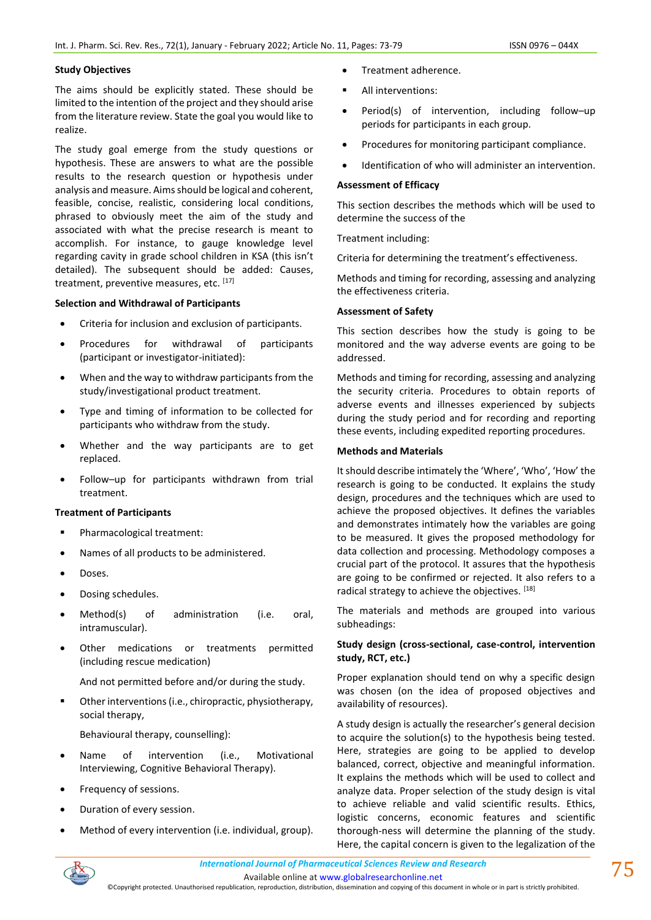### Study Objectives

The aims should be explicitly stated. These should be limited to the intention of the project and they should arise from the literature review. State the goal you would like to realize.

The study goal emerge from the study questions or hypothesis. These are answers to what are the possible results to the research question or hypothesis under analysis and measure. Aims should be logical and coherent, feasible, concise, realistic, considering local conditions, phrased to obviously meet the aim of the study and associated with what the precise research is meant to accomplish. For instance, to gauge knowledge level regarding cavity in grade school children in KSA (this isn't detailed). The subsequent should be added: Causes, treatment, preventive measures, etc. [17]

### Selection and Withdrawal of Participants

- Criteria for inclusion and exclusion of participants.
- Procedures for withdrawal of participants (participant or investigator-initiated):
- When and the way to withdraw participants from the study/investigational product treatment.
- Type and timing of information to be collected for participants who withdraw from the study.
- Whether and the way participants are to get replaced.
- Follow–up for participants withdrawn from trial treatment.

### Treatment of Participants

- Pharmacological treatment:
- Names of all products to be administered.
- Doses.
- Dosing schedules.
- Method(s) of administration (i.e. oral, intramuscular).
- Other medications or treatments permitted (including rescue medication)

  And not permitted before and/or during the study.

- Other interventions (i.e., chiropractic, physiotherapy, social therapy,

  Behavioural therapy, counselling):

- Name of intervention (i.e., Motivational Interviewing, Cognitive Behavioral Therapy).
- Frequency of sessions.
- Duration of every session.
- Method of every intervention (i.e. individual, group).
- Treatment adherence.
- All interventions:
- Period(s) of intervention, including follow–up periods for participants in each group.
- Procedures for monitoring participant compliance.
- Identification of who will administer an intervention.

### Assessment of Efficacy

This section describes the methods which will be used to determine the success of the

Treatment including:

Criteria for determining the treatment's effectiveness.

Methods and timing for recording, assessing and analyzing the effectiveness criteria.

### Assessment of Safety

This section describes how the study is going to be monitored and the way adverse events are going to be addressed.

Methods and timing for recording, assessing and analyzing the security criteria. Procedures to obtain reports of adverse events and illnesses experienced by subjects during the study period and for recording and reporting these events, including expedited reporting procedures.

### Methods and Materials

It should describe intimately the 'Where', 'Who', 'How' the research is going to be conducted. It explains the study design, procedures and the techniques which are used to achieve the proposed objectives. It defines the variables and demonstrates intimately how the variables are going to be measured. It gives the proposed methodology for data collection and processing. Methodology composes a crucial part of the protocol. It assures that the hypothesis are going to be confirmed or rejected. It also refers to a radical strategy to achieve the objectives. [18]

The materials and methods are grouped into various subheadings:

#### Study design (cross-sectional, case-control, intervention study, RCT, etc.)

Proper explanation should tend on why a specific design was chosen (on the idea of proposed objectives and availability of resources).

A study design is actually the researcher's general decision to acquire the solution(s) to the hypothesis being tested. Here, strategies are going to be applied to develop balanced, correct, objective and meaningful information. It explains the methods which will be used to collect and analyze data. Proper selection of the study design is vital to achieve reliable and valid scientific results. Ethics, logistic concerns, economic features and scientific thorough-ness will determine the planning of the study. Here, the capital concern is given to the legalization of the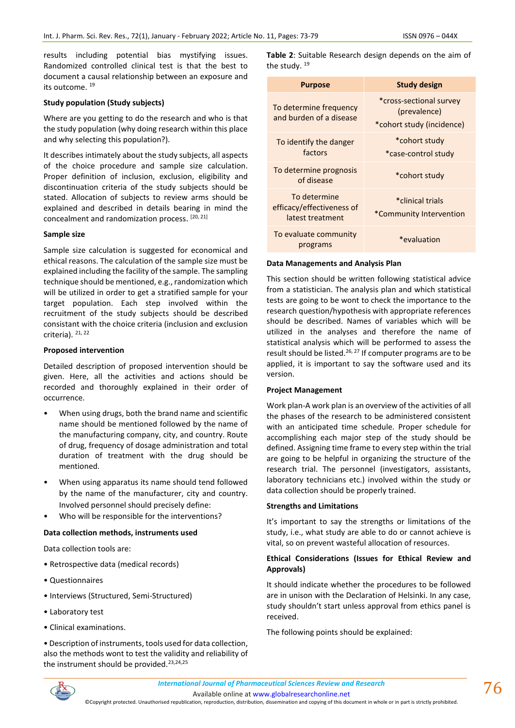results including potential bias mystifying issues. Randomized controlled clinical test is that the best to document a causal relationship between an exposure and its outcome. [19]

**Study population (Study subjects)**

Where are you getting to do the research and who is that the study population (why doing research within this place and why selecting this population?).

It describes intimately about the study subjects, all aspects of the choice procedure and sample size calculation. Proper definition of inclusion, exclusion, eligibility and discontinuation criteria of the study subjects should be stated. Allocation of subjects to review arms should be explained and described in details bearing in mind the concealment and randomization process. [20, 21]

**Sample size**

Sample size calculation is suggested for economical and ethical reasons. The calculation of the sample size must be explained including the facility of the sample. The sampling technique should be mentioned, e.g., randomization which will be utilized in order to get a stratified sample for your target population. Each step involved within the recruitment of the study subjects should be described consistant with the choice criteria (inclusion and exclusion criteria). [21, 22]

**Proposed intervention**

Detailed description of proposed intervention should be given. Here, all the activities and actions should be recorded and thoroughly explained in their order of occurrence.

- When using drugs, both the brand name and scientific name should be mentioned followed by the name of the manufacturing company, city, and country. Route of drug, frequency of dosage administration and total duration of treatment with the drug should be mentioned.
- When using apparatus its name should tend followed by the name of the manufacturer, city and country. Involved personnel should precisely define:
- Who will be responsible for the interventions?

**Data collection methods, instruments used**

Data collection tools are:

- Retrospective data (medical records)
- Questionnaires
- Interviews (Structured, Semi-Structured)
- Laboratory test
- Clinical examinations.
- Description of instruments, tools used for data collection, also the methods wont to test the validity and reliability of the instrument should be provided.[23,24,25]

**Table 2**: Suitable Research design depends on the aim of the study. [19]

| Purpose | Study design |
|---|---|
| To determine frequency and burden of a disease | *cross-sectional survey (prevalence)<br>*cohort study (incidence) |
| To identify the danger factors | *cohort study<br>*case-control study |
| To determine prognosis of disease | *cohort study |
| To determine efficacy/effectiveness of latest treatment | *clinical trials<br>*Community Intervention |
| To evaluate community programs | *evaluation |

**Data Managements and Analysis Plan**

This section should be written following statistical advice from a statistician. The analysis plan and which statistical tests are going to be wont to check the importance to the research question/hypothesis with appropriate references should be described. Names of variables which will be utilized in the analyses and therefore the name of statistical analysis which will be performed to assess the result should be listed.[26, 27] If computer programs are to be applied, it is important to say the software used and its version.

**Project Management**

Work plan-A work plan is an overview of the activities of all the phases of the research to be administered consistent with an anticipated time schedule. Proper schedule for accomplishing each major step of the study should be defined. Assigning time frame to every step within the trial are going to be helpful in organizing the structure of the research trial. The personnel (investigators, assistants, laboratory technicians etc.) involved within the study or data collection should be properly trained.

**Strengths and Limitations**

It's important to say the strengths or limitations of the study, i.e., what study are able to do or cannot achieve is vital, so on prevent wasteful allocation of resources.

**Ethical Considerations (Issues for Ethical Review and Approvals)**

It should indicate whether the procedures to be followed are in unison with the Declaration of Helsinki. In any case, study shouldn't start unless approval from ethics panel is received.

The following points should be explained: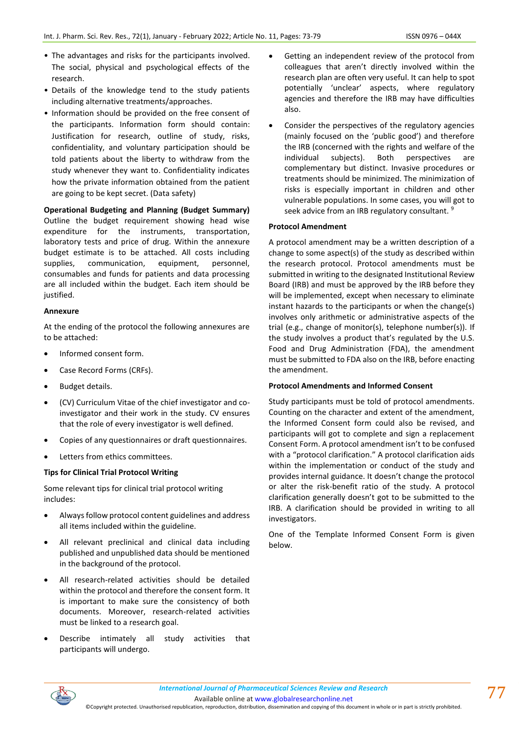- The advantages and risks for the participants involved. The social, physical and psychological effects of the research.
- Details of the knowledge tend to the study patients including alternative treatments/approaches.
- Information should be provided on the free consent of the participants. Information form should contain: Justification for research, outline of study, risks, confidentiality, and voluntary participation should be told patients about the liberty to withdraw from the study whenever they want to. Confidentiality indicates how the private information obtained from the patient are going to be kept secret. (Data safety)

**Operational Budgeting and Planning (Budget Summary)** Outline the budget requirement showing head wise expenditure for the instruments, transportation, laboratory tests and price of drug. Within the annexure budget estimate is to be attached. All costs including supplies, communication, equipment, personnel, consumables and funds for patients and data processing are all included within the budget. Each item should be justified.

### Annexure

At the ending of the protocol the following annexures are to be attached:

- Informed consent form.
- Case Record Forms (CRFs).
- Budget details.
- (CV) Curriculum Vitae of the chief investigator and co-investigator and their work in the study. CV ensures that the role of every investigator is well defined.
- Copies of any questionnaires or draft questionnaires.
- Letters from ethics committees.

### Tips for Clinical Trial Protocol Writing

Some relevant tips for clinical trial protocol writing includes:

- Always follow protocol content guidelines and address all items included within the guideline.
- All relevant preclinical and clinical data including published and unpublished data should be mentioned in the background of the protocol.
- All research-related activities should be detailed within the protocol and therefore the consent form. It is important to make sure the consistency of both documents. Moreover, research-related activities must be linked to a research goal.
- Describe intimately all study activities that participants will undergo.
- Getting an independent review of the protocol from colleagues that aren't directly involved within the research plan are often very useful. It can help to spot potentially 'unclear' aspects, where regulatory agencies and therefore the IRB may have difficulties also.
- Consider the perspectives of the regulatory agencies (mainly focused on the 'public good') and therefore the IRB (concerned with the rights and welfare of the individual subjects). Both perspectives are complementary but distinct. Invasive procedures or treatments should be minimized. The minimization of risks is especially important in children and other vulnerable populations. In some cases, you will got to seek advice from an IRB regulatory consultant. [9]

### Protocol Amendment

A protocol amendment may be a written description of a change to some aspect(s) of the study as described within the research protocol. Protocol amendments must be submitted in writing to the designated Institutional Review Board (IRB) and must be approved by the IRB before they will be implemented, except when necessary to eliminate instant hazards to the participants or when the change(s) involves only arithmetic or administrative aspects of the trial (e.g., change of monitor(s), telephone number(s)). If the study involves a product that's regulated by the U.S. Food and Drug Administration (FDA), the amendment must be submitted to FDA also on the IRB, before enacting the amendment.

### Protocol Amendments and Informed Consent

Study participants must be told of protocol amendments. Counting on the character and extent of the amendment, the Informed Consent form could also be revised, and participants will got to complete and sign a replacement Consent Form. A protocol amendment isn't to be confused with a "protocol clarification." A protocol clarification aids within the implementation or conduct of the study and provides internal guidance. It doesn't change the protocol or alter the risk-benefit ratio of the study. A protocol clarification generally doesn't got to be submitted to the IRB. A clarification should be provided in writing to all investigators.

One of the Template Informed Consent Form is given below.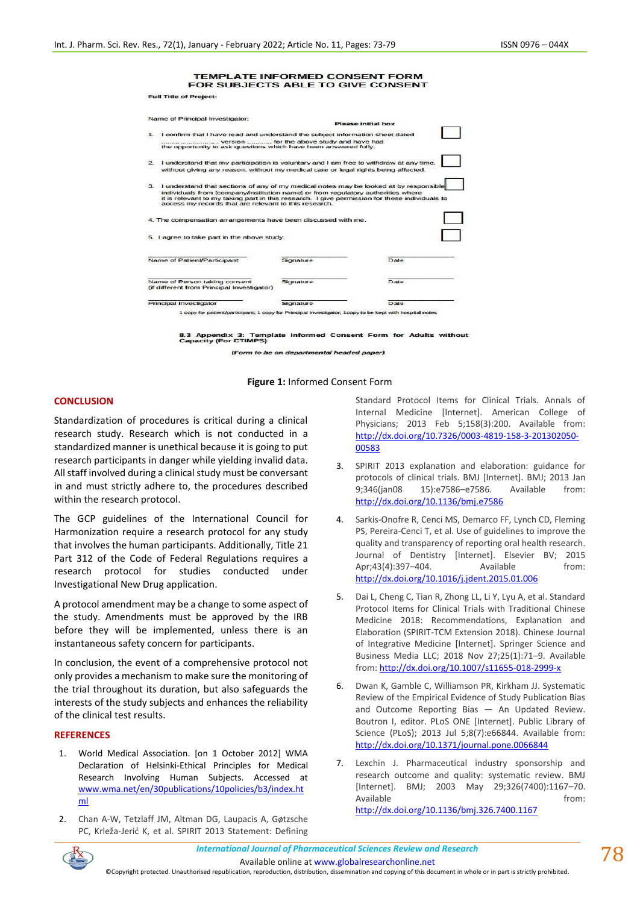TEMPLATE INFORMED CONSENT FORM
FOR SUBJECTS ABLE TO GIVE CONSENT

Full Title of Project:

Name of Principal Investigator:

Please initial box

1. I confirm that I have read and understand the subject information sheet dated .................... version .......... for the above study and have had the opportunity to ask questions which have been answered fully.

2. I understand that my participation is voluntary and I am free to withdraw at any time, without giving any reason, without my medical care or legal rights being affected.

3. I understand that sections of any of my medical notes may be looked at by responsible individuals from [company/institution name] or from regulatory authorities where it is relevant to my taking part in this research. I give permission for these individuals to access my records that are relevant to this research.

4. The compensation arrangements have been discussed with me.

5. I agree to take part in the above study.

| Name of Patient/Participant | Signature | Date |
|---|---|---|
| Name of Person taking consent (if different from Principal Investigator) | Signature | Date |
| Principal Investigator | Signature | Date |

1 copy for patient/participant; 1 copy for Principal Investigator; 1copy to be kept with hospital notes

8.3 Appendix 3: Template Informed Consent Form for Adults without Capacity (For CTIMPS)

*(Form to be on departmental headed paper)*

**Figure 1:** Informed Consent Form

## CONCLUSION

Standardization of procedures is critical during a clinical research study. Research which is not conducted in a standardized manner is unethical because it is going to put research participants in danger while yielding invalid data. All staff involved during a clinical study must be conversant in and must strictly adhere to, the procedures described within the research protocol.

The GCP guidelines of the International Council for Harmonization require a research protocol for any study that involves the human participants. Additionally, Title 21 Part 312 of the Code of Federal Regulations requires a research protocol for studies conducted under Investigational New Drug application.

A protocol amendment may be a change to some aspect of the study. Amendments must be approved by the IRB before they will be implemented, unless there is an instantaneous safety concern for participants.

In conclusion, the event of a comprehensive protocol not only provides a mechanism to make sure the monitoring of the trial throughout its duration, but also safeguards the interests of the study subjects and enhances the reliability of the clinical test results.

## REFERENCES

1. World Medical Association. [on 1 October 2012] WMA Declaration of Helsinki-Ethical Principles for Medical Research Involving Human Subjects. Accessed at www.wma.net/en/30publications/10policies/b3/index.html

2. Chan A-W, Tetzlaff JM, Altman DG, Laupacis A, Gøtzsche PC, Krleža-Jerić K, et al. SPIRIT 2013 Statement: Defining Standard Protocol Items for Clinical Trials. Annals of Internal Medicine [Internet]. American College of Physicians; 2013 Feb 5;158(3):200. Available from: http://dx.doi.org/10.7326/0003-4819-158-3-201302050-00583

3. SPIRIT 2013 explanation and elaboration: guidance for protocols of clinical trials. BMJ [Internet]. BMJ; 2013 Jan 9;346(jan08 15):e7586–e7586. Available from: http://dx.doi.org/10.1136/bmj.e7586

4. Sarkis-Onofre R, Cenci MS, Demarco FF, Lynch CD, Fleming PS, Pereira-Cenci T, et al. Use of guidelines to improve the quality and transparency of reporting oral health research. Journal of Dentistry [Internet]. Elsevier BV; 2015 Apr;43(4):397–404. Available from: http://dx.doi.org/10.1016/j.jdent.2015.01.006

5. Dai L, Cheng C, Tian R, Zhong LL, Li Y, Lyu A, et al. Standard Protocol Items for Clinical Trials with Traditional Chinese Medicine 2018: Recommendations, Explanation and Elaboration (SPIRIT-TCM Extension 2018). Chinese Journal of Integrative Medicine [Internet]. Springer Science and Business Media LLC; 2018 Nov 27;25(1):71–9. Available from: http://dx.doi.org/10.1007/s11655-018-2999-x

6. Dwan K, Gamble C, Williamson PR, Kirkham JJ. Systematic Review of the Empirical Evidence of Study Publication Bias and Outcome Reporting Bias — An Updated Review. Boutron I, editor. PLoS ONE [Internet]. Public Library of Science (PLoS); 2013 Jul 5;8(7):e66844. Available from: http://dx.doi.org/10.1371/journal.pone.0066844

7. Lexchin J. Pharmaceutical industry sponsorship and research outcome and quality: systematic review. BMJ [Internet]. BMJ; 2003 May 29;326(7400):1167–70. Available from: http://dx.doi.org/10.1136/bmj.326.7400.1167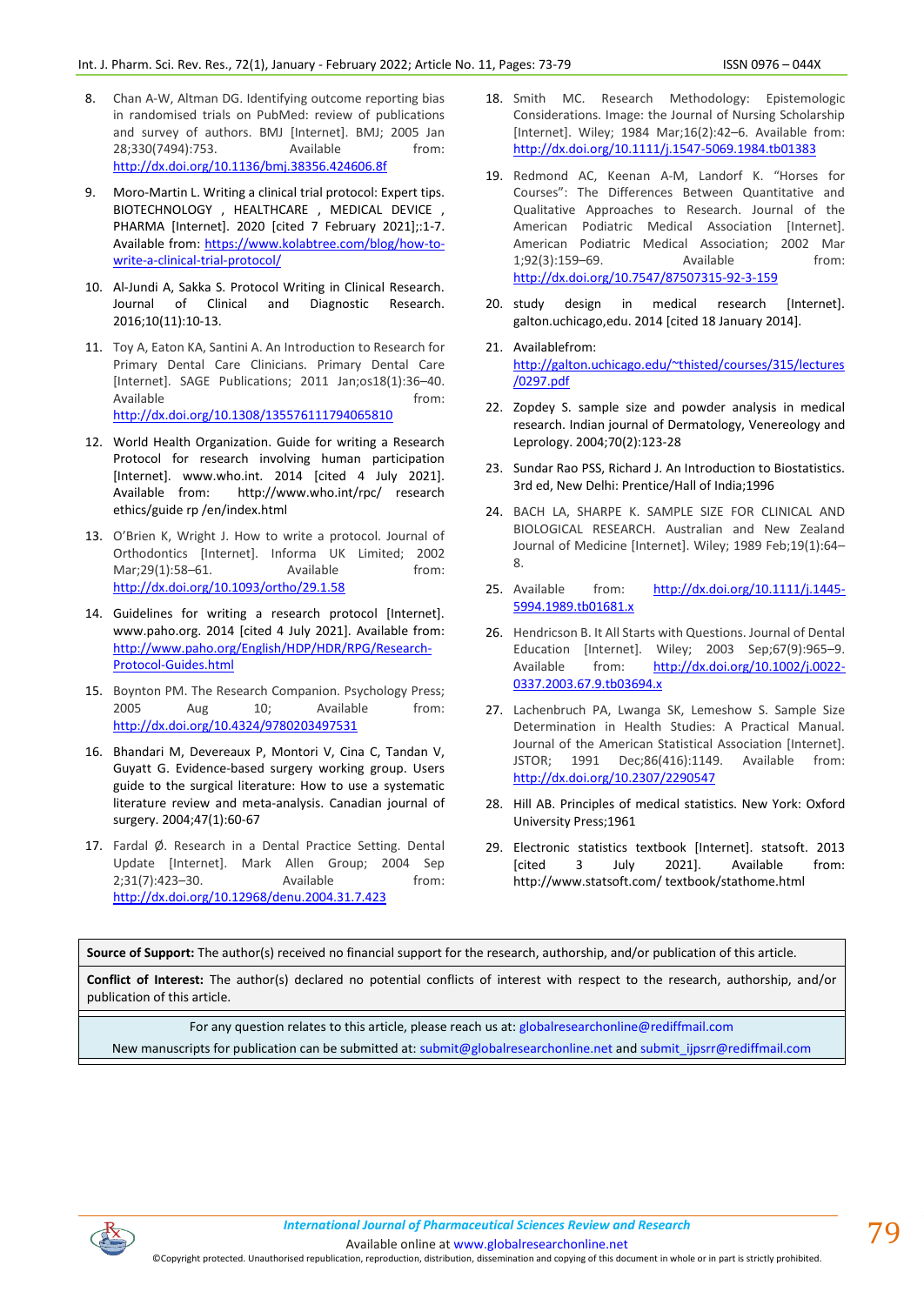8. Chan A-W, Altman DG. Identifying outcome reporting bias in randomised trials on PubMed: review of publications and survey of authors. BMJ [Internet]. BMJ; 2005 Jan 28;330(7494):753. Available from: http://dx.doi.org/10.1136/bmj.38356.424606.8f

9. Moro-Martin L. Writing a clinical trial protocol: Expert tips. BIOTECHNOLOGY , HEALTHCARE , MEDICAL DEVICE , PHARMA [Internet]. 2020 [cited 7 February 2021];:1-7. Available from: https://www.kolabtree.com/blog/how-to-write-a-clinical-trial-protocol/

10. Al-Jundi A, Sakka S. Protocol Writing in Clinical Research. Journal of Clinical and Diagnostic Research. 2016;10(11):10-13.

11. Toy A, Eaton KA, Santini A. An Introduction to Research for Primary Dental Care Clinicians. Primary Dental Care [Internet]. SAGE Publications; 2011 Jan;os18(1):36–40. Available from: http://dx.doi.org/10.1308/135576111794065810

12. World Health Organization. Guide for writing a Research Protocol for research involving human participation [Internet]. www.who.int. 2014 [cited 4 July 2021]. Available from: http://www.who.int/rpc/ research ethics/guide rp /en/index.html

13. O'Brien K, Wright J. How to write a protocol. Journal of Orthodontics [Internet]. Informa UK Limited; 2002 Mar;29(1):58–61. Available from: http://dx.doi.org/10.1093/ortho/29.1.58

14. Guidelines for writing a research protocol [Internet]. www.paho.org. 2014 [cited 4 July 2021]. Available from: http://www.paho.org/English/HDP/HDR/RPG/Research-Protocol-Guides.html

15. Boynton PM. The Research Companion. Psychology Press; 2005 Aug 10; Available from: http://dx.doi.org/10.4324/9780203497531

16. Bhandari M, Devereaux P, Montori V, Cina C, Tandan V, Guyatt G. Evidence-based surgery working group. Users guide to the surgical literature: How to use a systematic literature review and meta-analysis. Canadian journal of surgery. 2004;47(1):60-67

17. Fardal Ø. Research in a Dental Practice Setting. Dental Update [Internet]. Mark Allen Group; 2004 Sep 2;31(7):423–30. Available from: http://dx.doi.org/10.12968/denu.2004.31.7.423

18. Smith MC. Research Methodology: Epistemologic Considerations. Image: the Journal of Nursing Scholarship [Internet]. Wiley; 1984 Mar;16(2):42–6. Available from: http://dx.doi.org/10.1111/j.1547-5069.1984.tb01383

19. Redmond AC, Keenan A-M, Landorf K. "Horses for Courses": The Differences Between Quantitative and Qualitative Approaches to Research. Journal of the American Podiatric Medical Association [Internet]. American Podiatric Medical Association; 2002 Mar 1;92(3):159–69. Available from: http://dx.doi.org/10.7547/87507315-92-3-159

20. study design in medical research [Internet]. galton.uchicago,edu. 2014 [cited 18 January 2014].

21. Availablefrom: http://galton.uchicago.edu/~thisted/courses/315/lectures/0297.pdf

22. Zopdey S. sample size and powder analysis in medical research. Indian journal of Dermatology, Venereology and Leprology. 2004;70(2):123-28

23. Sundar Rao PSS, Richard J. An Introduction to Biostatistics. 3rd ed, New Delhi: Prentice/Hall of India;1996

24. BACH LA, SHARPE K. SAMPLE SIZE FOR CLINICAL AND BIOLOGICAL RESEARCH. Australian and New Zealand Journal of Medicine [Internet]. Wiley; 1989 Feb;19(1):64–8.

25. Available from: http://dx.doi.org/10.1111/j.1445-5994.1989.tb01681.x

26. Hendricson B. It All Starts with Questions. Journal of Dental Education [Internet]. Wiley; 2003 Sep;67(9):965–9. Available from: http://dx.doi.org/10.1002/j.0022-0337.2003.67.9.tb03694.x

27. Lachenbruch PA, Lwanga SK, Lemeshow S. Sample Size Determination in Health Studies: A Practical Manual. Journal of the American Statistical Association [Internet]. JSTOR; 1991 Dec;86(416):1149. Available from: http://dx.doi.org/10.2307/2290547

28. Hill AB. Principles of medical statistics. New York: Oxford University Press;1961

29. Electronic statistics textbook [Internet]. statsoft. 2013 [cited 3 July 2021]. Available from: http://www.statsoft.com/ textbook/stathome.html

**Source of Support:** The author(s) received no financial support for the research, authorship, and/or publication of this article.

**Conflict of Interest:** The author(s) declared no potential conflicts of interest with respect to the research, authorship, and/or publication of this article.

For any question relates to this article, please reach us at: globalresearchonline@rediffmail.com

New manuscripts for publication can be submitted at: submit@globalresearchonline.net and submit_ijpsrr@rediffmail.com